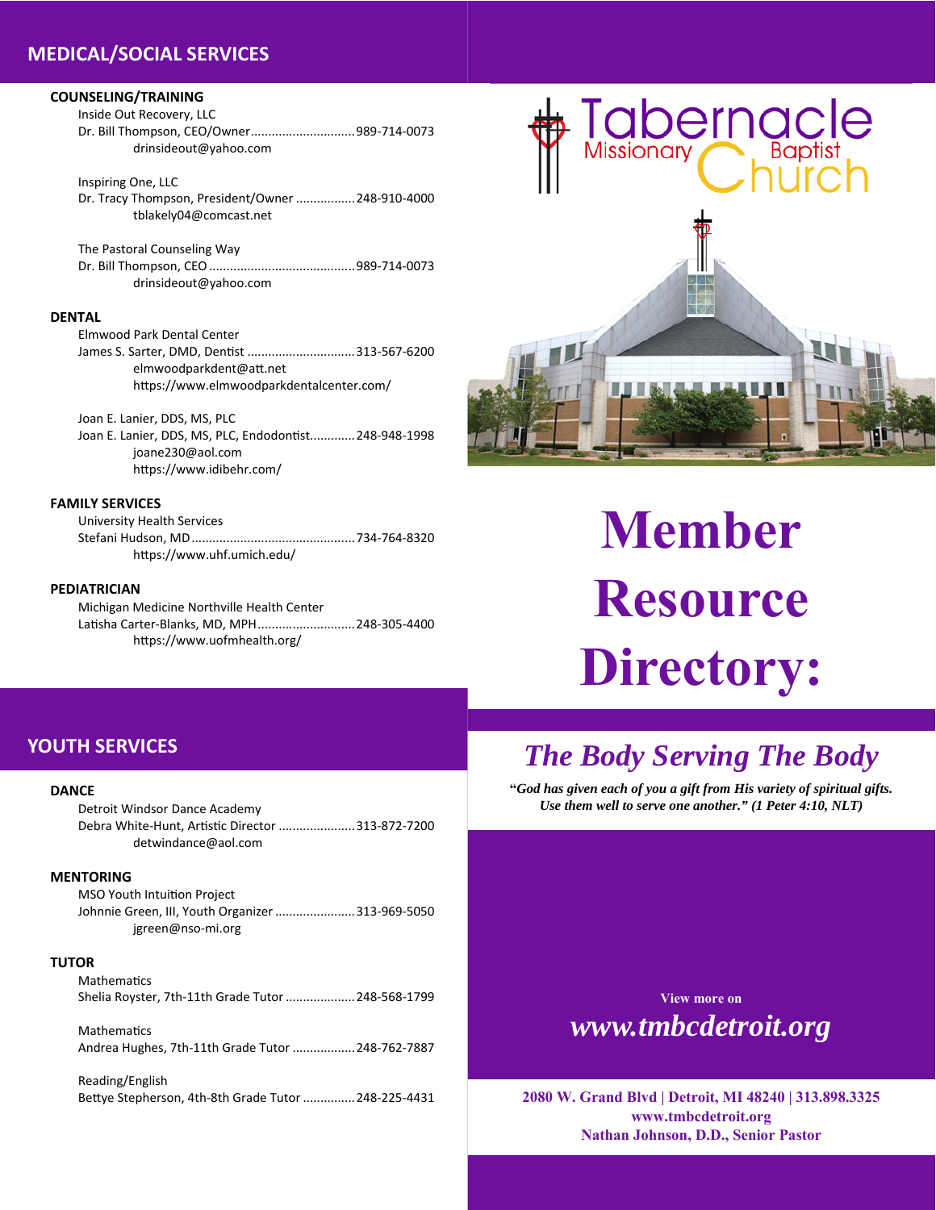## MEDICAL/SOCIAL SERVICES

### COUNSELING/TRAINING

Inside Out Recovery, LLC
Dr. Bill Thompson, CEO/Owner ............................. 989-714-0073
drinsideout@yahoo.com

Inspiring One, LLC
Dr. Tracy Thompson, President/Owner ................ 248-910-4000
tblakely04@comcast.net

The Pastoral Counseling Way
Dr. Bill Thompson, CEO ......................................... 989-714-0073
drinsideout@yahoo.com

### DENTAL

Elmwood Park Dental Center
James S. Sarter, DMD, Dentist .............................. 313-567-6200
elmwoodparkdent@att.net
https://www.elmwoodparkdentalcenter.com/

Joan E. Lanier, DDS, MS, PLC
Joan E. Lanier, DDS, MS, PLC, Endodontist............ 248-948-1998
joane230@aol.com
https://www.idibehr.com/

### FAMILY SERVICES

University Health Services
Stefani Hudson, MD.............................................. 734-764-8320
https://www.uhf.umich.edu/

### PEDIATRICIAN

Michigan Medicine Northville Health Center
Latisha Carter-Blanks, MD, MPH........................... 248-305-4400
https://www.uofmhealth.org/

## YOUTH SERVICES

### DANCE

Detroit Windsor Dance Academy
Debra White-Hunt, Artistic Director ..................... 313-872-7200
detwindance@aol.com

### MENTORING

MSO Youth Intuition Project
Johnnie Green, III, Youth Organizer ...................... 313-969-5050
jgreen@nso-mi.org

### TUTOR

Mathematics
Shelia Royster, 7th-11th Grade Tutor ................... 248-568-1799

Mathematics
Andrea Hughes, 7th-11th Grade Tutor ................. 248-762-7887

Reading/English
Bettye Stepherson, 4th-8th Grade Tutor .............. 248-225-4431

---

Tabernacle Missionary Baptist Church

# Member Resource Directory:

## *The Body Serving The Body*

***"God has given each of you a gift from His variety of spiritual gifts. Use them well to serve one another." (1 Peter 4:10, NLT)***

**View more on**

***www.tmbcdetroit.org***

**2080 W. Grand Blvd | Detroit, MI 48240 | 313.898.3325**
**www.tmbcdetroit.org**
**Nathan Johnson, D.D., Senior Pastor**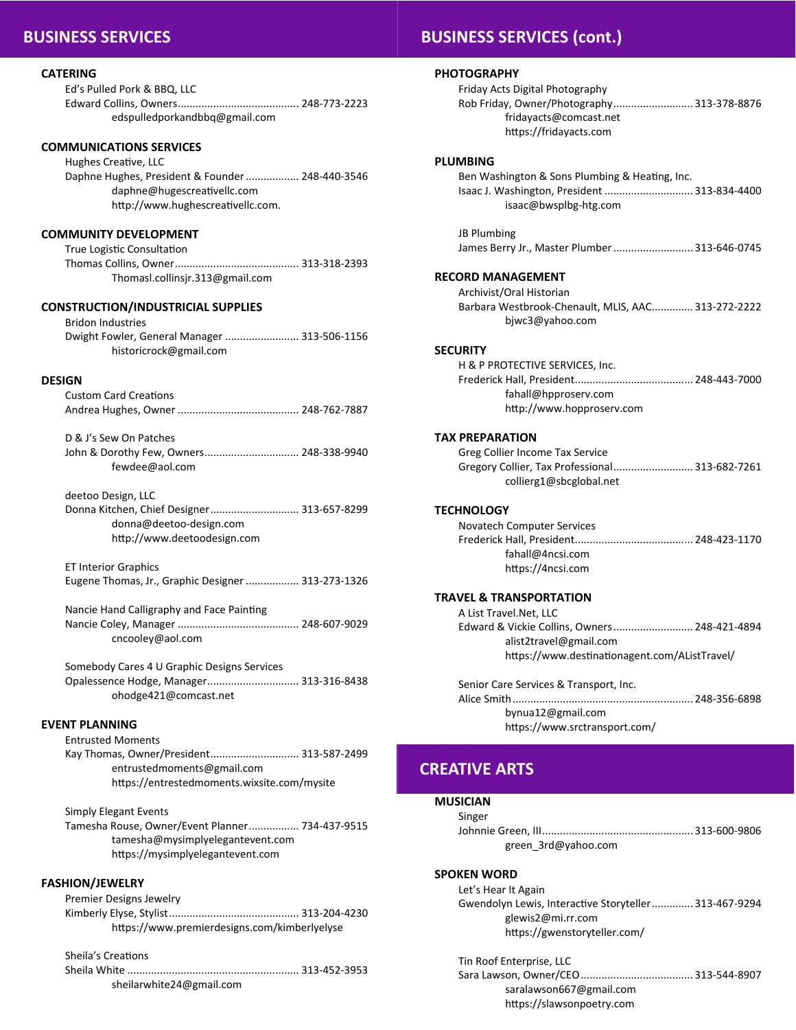## BUSINESS SERVICES

### CATERING

Ed's Pulled Pork & BBQ, LLC
Edward Collins, Owners........................................ 248-773-2223
edspulledporkandbbq@gmail.com

### COMMUNICATIONS SERVICES

Hughes Creative, LLC
Daphne Hughes, President & Founder .................. 248-440-3546
daphne@hugescreativellc.com
http://www.hughescreativellc.com.

### COMMUNITY DEVELOPMENT

True Logistic Consultation
Thomas Collins, Owner.......................................... 313-318-2393
Thomasl.collinsjr.313@gmail.com

### CONSTRUCTION/INDUSTRICIAL SUPPLIES

Bridon Industries
Dwight Fowler, General Manager ......................... 313-506-1156
historicrock@gmail.com

### DESIGN

Custom Card Creations
Andrea Hughes, Owner ......................................... 248-762-7887

D & J's Sew On Patches
John & Dorothy Few, Owners................................ 248-338-9940
fewdee@aol.com

deetoo Design, LLC
Donna Kitchen, Chief Designer.............................. 313-657-8299
donna@deetoo-design.com
http://www.deetoodesign.com

ET Interior Graphics
Eugene Thomas, Jr., Graphic Designer .................. 313-273-1326

Nancie Hand Calligraphy and Face Painting
Nancie Coley, Manager ......................................... 248-607-9029
cncooley@aol.com

Somebody Cares 4 U Graphic Designs Services
Opalessence Hodge, Manager............................... 313-316-8438
ohodge421@comcast.net

### EVENT PLANNING

Entrusted Moments
Kay Thomas, Owner/President.............................. 313-587-2499
entrustedmoments@gmail.com
https://entrestedmoments.wixsite.com/mysite

Simply Elegant Events
Tamesha Rouse, Owner/Event Planner................. 734-437-9515
tamesha@mysimplyelegantevent.com
https://mysimplyelegantevent.com

### FASHION/JEWELRY

Premier Designs Jewelry
Kimberly Elyse, Stylist............................................ 313-204-4230
https://www.premierdesigns.com/kimberlyelyse

Sheila's Creations
Sheila White .......................................................... 313-452-3953
sheilarwhite24@gmail.com

## BUSINESS SERVICES (cont.)

### PHOTOGRAPHY

Friday Acts Digital Photography
Rob Friday, Owner/Photography........................... 313-378-8876
fridayacts@comcast.net
https://fridayacts.com

### PLUMBING

Ben Washington & Sons Plumbing & Heating, Inc.
Isaac J. Washington, President ............................. 313-834-4400
isaac@bwsplbg-htg.com

JB Plumbing
James Berry Jr., Master Plumber ........................... 313-646-0745

### RECORD MANAGEMENT

Archivist/Oral Historian
Barbara Westbrook-Chenault, MLIS, AAC............. 313-272-2222
bjwc3@yahoo.com

### SECURITY

H & P PROTECTIVE SERVICES, Inc.
Frederick Hall, President....................................... 248-443-7000
fahall@hpproserv.com
http://www.hopproserv.com

### TAX PREPARATION

Greg Collier Income Tax Service
Gregory Collier, Tax Professional........................... 313-682-7261
collierg1@sbcglobal.net

### TECHNOLOGY

Novatech Computer Services
Frederick Hall, President....................................... 248-423-1170
fahall@4ncsi.com
https://4ncsi.com

### TRAVEL & TRANSPORTATION

A List Travel.Net, LLC
Edward & Vickie Collins, Owners........................... 248-421-4894
alist2travel@gmail.com
https://www.destinationagent.com/AListTravel/

Senior Care Services & Transport, Inc.
Alice Smith ............................................................. 248-356-6898
bynua12@gmail.com
https://www.srctransport.com/

## CREATIVE ARTS

### MUSICIAN

Singer
Johnnie Green, III................................................... 313-600-9806
green_3rd@yahoo.com

### SPOKEN WORD

Let's Hear It Again
Gwendolyn Lewis, Interactive Storyteller............. 313-467-9294
glewis2@mi.rr.com
https://gwenstoryteller.com/

Tin Roof Enterprise, LLC
Sara Lawson, Owner/CEO...................................... 313-544-8907
saralawson667@gmail.com
https://slawsonpoetry.com